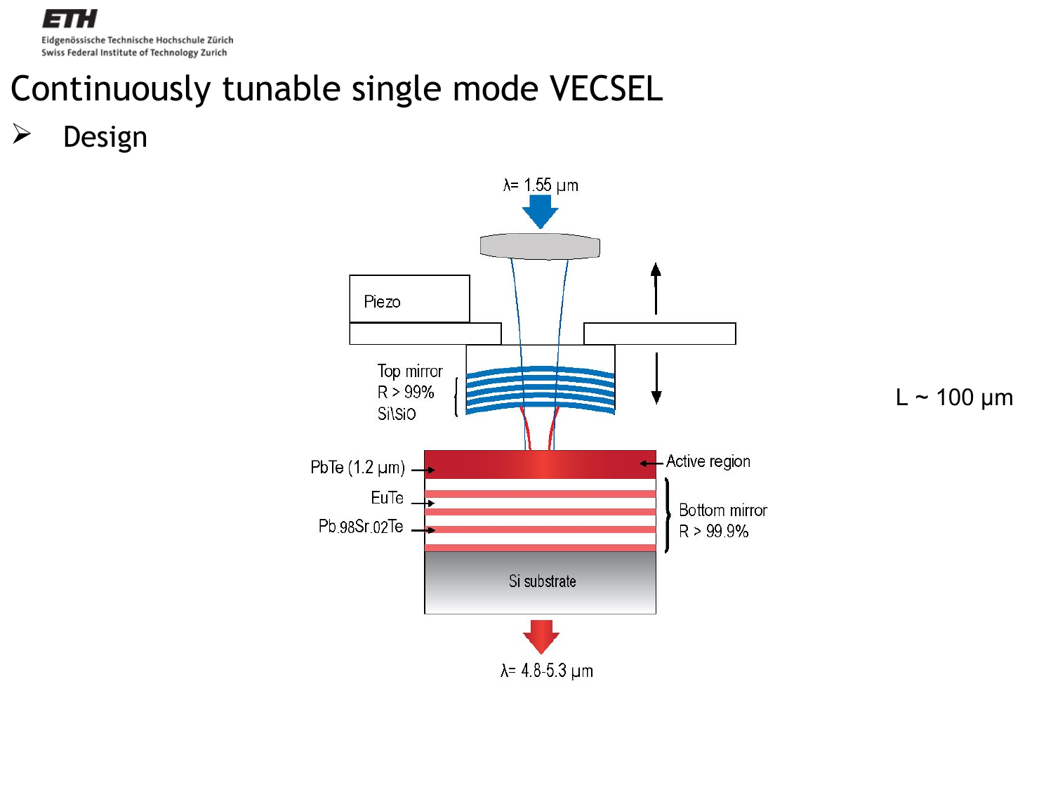# Continuously tunable single mode VECSEL

- Design

$\lambda = 1.55\ \mu m$

Piezo

Top mirror
R > 99%
Si\SiO

PbTe (1.2 μm)

EuTe

$Pb_{.98}Sr_{.02}Te$

Active region

Bottom mirror
R > 99.9%

Si substrate

$\lambda = 4.8\text{-}5.3\ \mu m$

L ~ 100 μm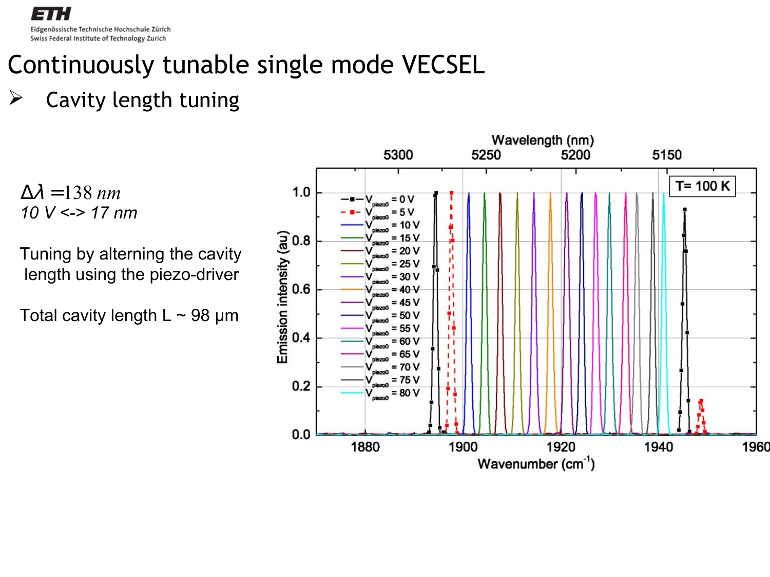# Continuously tunable single mode VECSEL

- Cavity length tuning

$\Delta\lambda = 138\ nm$

*10 V <-> 17 nm*

Tuning by alterning the cavity length using the piezo-driver

Total cavity length L ~ 98 µm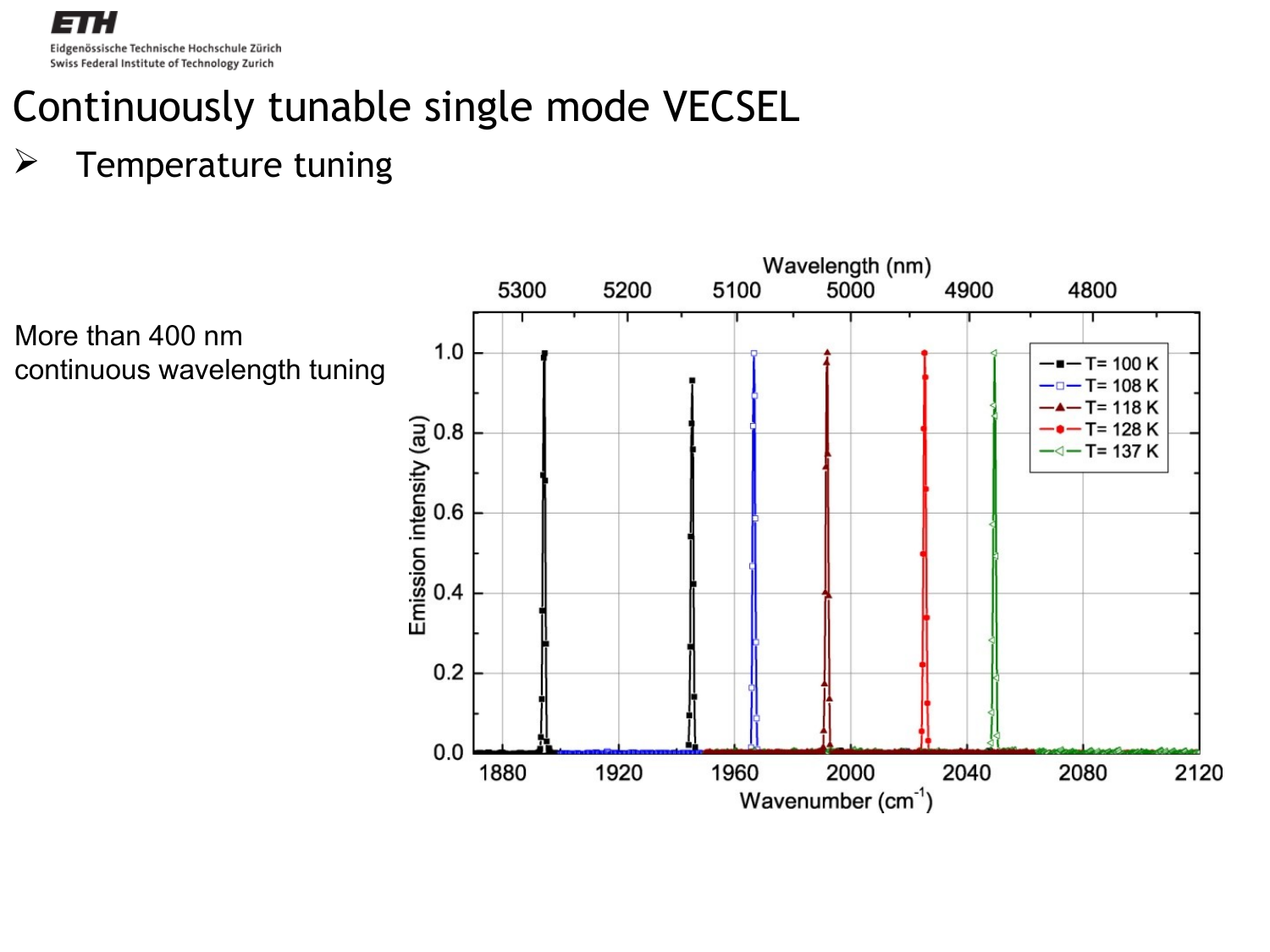# Continuously tunable single mode VECSEL

- Temperature tuning

More than 400 nm continuous wavelength tuning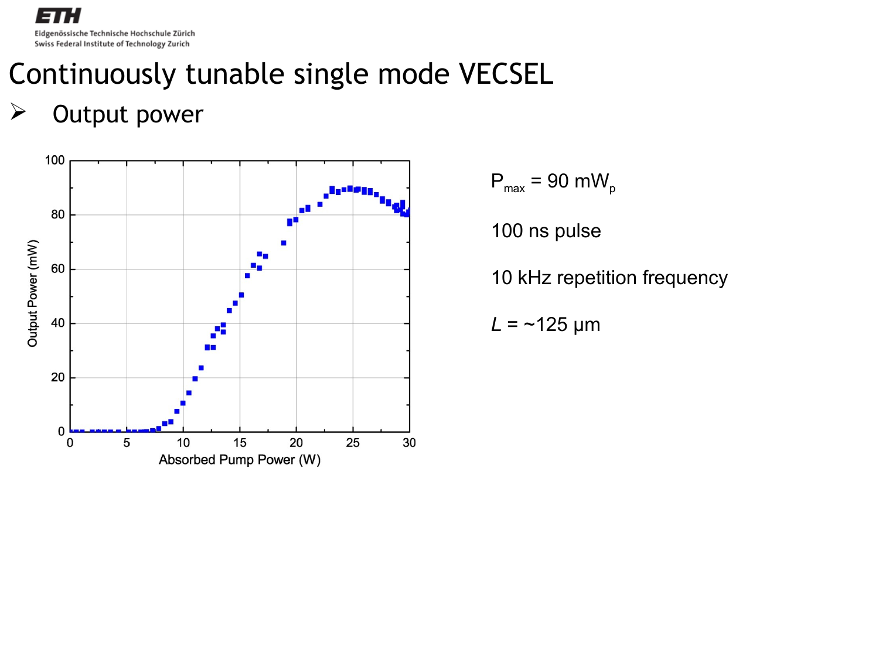# Continuously tunable single mode VECSEL

- Output power

$P_{max}$ = 90 $mW_p$

100 ns pulse

10 kHz repetition frequency

$L$ = ~125 μm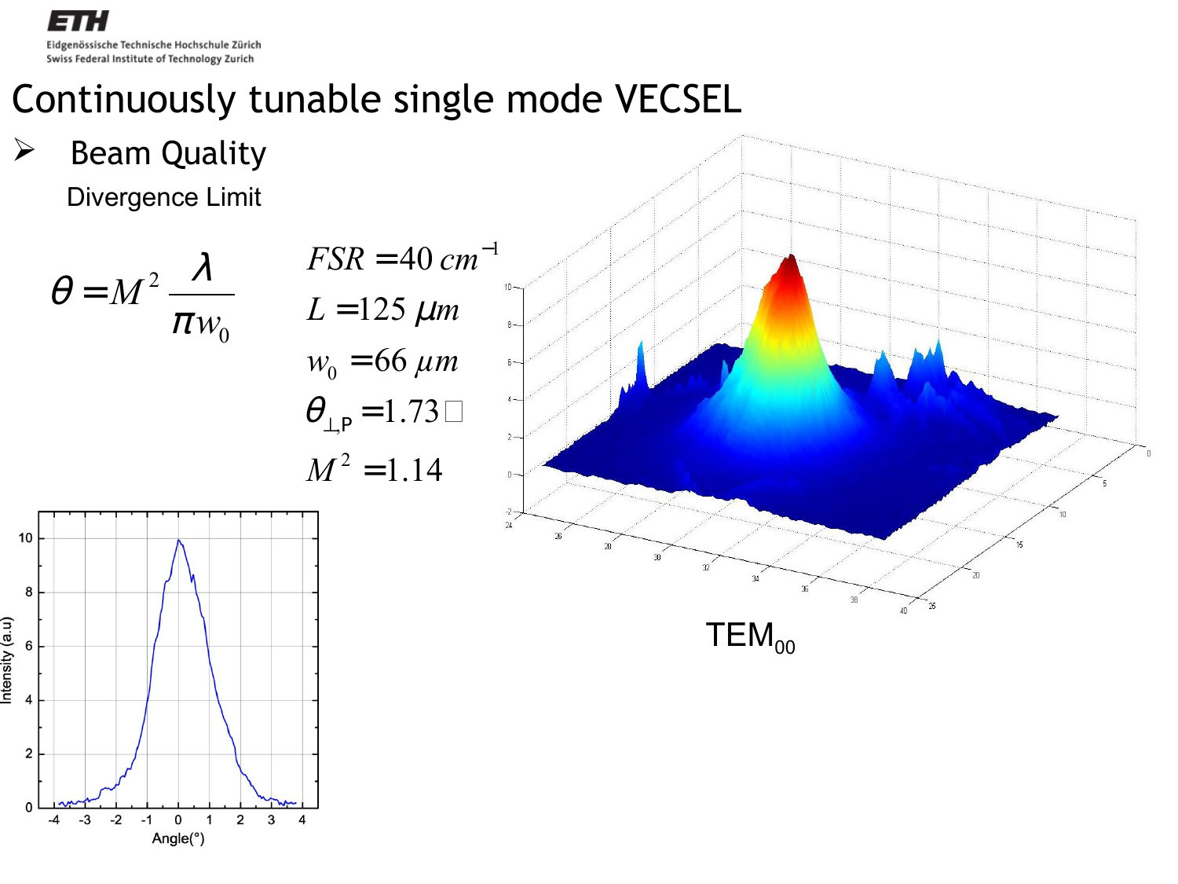# Continuously tunable single mode VECSEL

- Beam Quality

  Divergence Limit

$$\theta = M^2 \frac{\lambda}{\pi w_0}$$

$FSR = 40\ cm^{-1}$

$L = 125\ \mu m$

$w_0 = 66\ \mu m$

$\theta_{\perp,P} = 1.73°$

$M^2 = 1.14$

TEM$_{00}$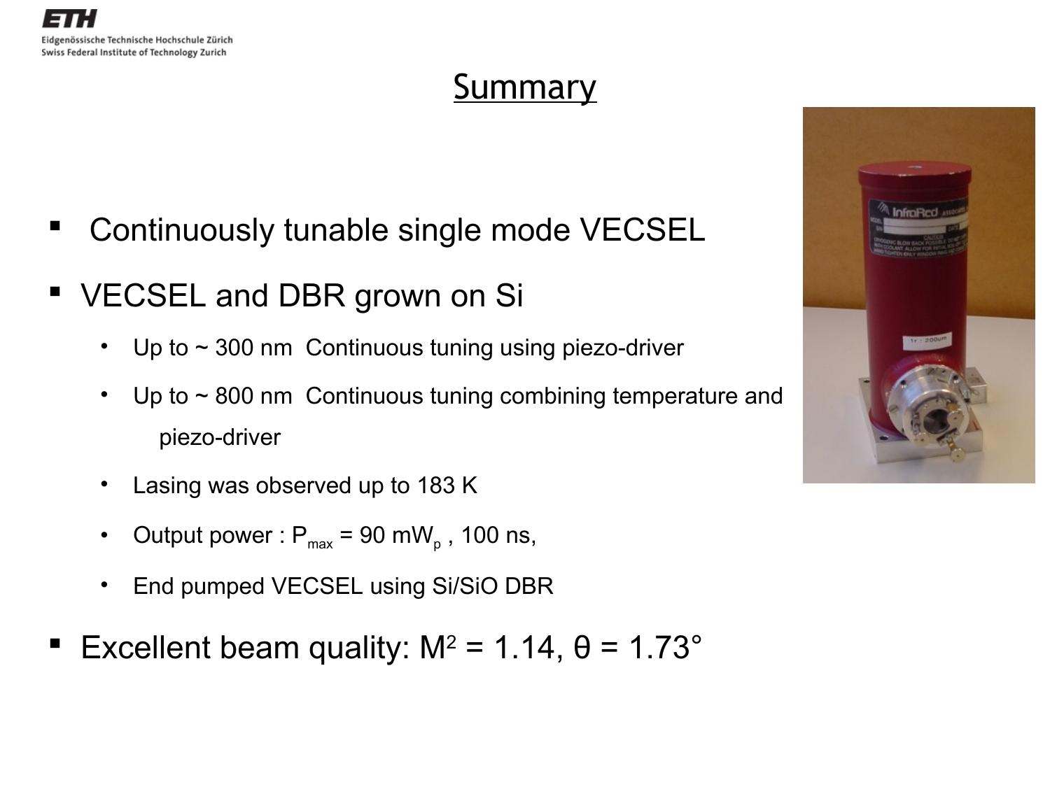# Summary

- Continuously tunable single mode VECSEL
- VECSEL and DBR grown on Si
  - Up to ~ 300 nm Continuous tuning using piezo-driver
  - Up to ~ 800 nm Continuous tuning combining temperature and piezo-driver
  - Lasing was observed up to 183 K
  - Output power : $P_{max}$ = 90 $mW_p$ , 100 ns,
  - End pumped VECSEL using Si/SiO DBR
- Excellent beam quality: $M^2 = 1.14$, $\theta = 1.73°$